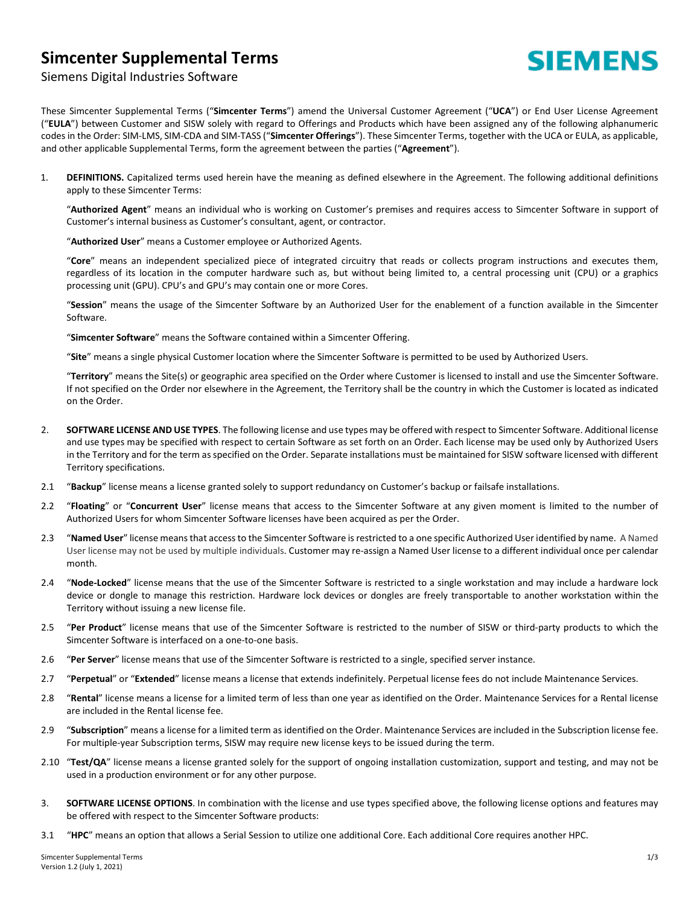# Simcenter Supplemental Terms

Siemens Digital Industries Software

SIEMENS

These Simcenter Supplemental Terms ("**Simcenter Terms**") amend the Universal Customer Agreement ("**UCA**") or End User License Agreement ("**EULA**") between Customer and SISW solely with regard to Offerings and Products which have been assigned any of the following alphanumeric codes in the Order: SIM-LMS, SIM-CDA and SIM-TASS ("**Simcenter Offerings**"). These Simcenter Terms, together with the UCA or EULA, as applicable, and other applicable Supplemental Terms, form the agreement between the parties ("**Agreement**").

1. **DEFINITIONS.** Capitalized terms used herein have the meaning as defined elsewhere in the Agreement. The following additional definitions apply to these Simcenter Terms:

   "**Authorized Agent**" means an individual who is working on Customer's premises and requires access to Simcenter Software in support of Customer's internal business as Customer's consultant, agent, or contractor.

   "**Authorized User**" means a Customer employee or Authorized Agents.

   "**Core**" means an independent specialized piece of integrated circuitry that reads or collects program instructions and executes them, regardless of its location in the computer hardware such as, but without being limited to, a central processing unit (CPU) or a graphics processing unit (GPU). CPU's and GPU's may contain one or more Cores.

   "**Session**" means the usage of the Simcenter Software by an Authorized User for the enablement of a function available in the Simcenter Software.

   "**Simcenter Software**" means the Software contained within a Simcenter Offering.

   "**Site**" means a single physical Customer location where the Simcenter Software is permitted to be used by Authorized Users.

   "**Territory**" means the Site(s) or geographic area specified on the Order where Customer is licensed to install and use the Simcenter Software. If not specified on the Order nor elsewhere in the Agreement, the Territory shall be the country in which the Customer is located as indicated on the Order.

2. **SOFTWARE LICENSE AND USE TYPES**. The following license and use types may be offered with respect to Simcenter Software. Additional license and use types may be specified with respect to certain Software as set forth on an Order. Each license may be used only by Authorized Users in the Territory and for the term as specified on the Order. Separate installations must be maintained for SISW software licensed with different Territory specifications.

2.1 "**Backup**" license means a license granted solely to support redundancy on Customer's backup or failsafe installations.

2.2 "**Floating**" or "**Concurrent User**" license means that access to the Simcenter Software at any given moment is limited to the number of Authorized Users for whom Simcenter Software licenses have been acquired as per the Order.

2.3 "**Named User**" license means that access to the Simcenter Software is restricted to a one specific Authorized User identified by name. A Named User license may not be used by multiple individuals. Customer may re-assign a Named User license to a different individual once per calendar month.

2.4 "**Node-Locked**" license means that the use of the Simcenter Software is restricted to a single workstation and may include a hardware lock device or dongle to manage this restriction. Hardware lock devices or dongles are freely transportable to another workstation within the Territory without issuing a new license file.

2.5 "**Per Product**" license means that use of the Simcenter Software is restricted to the number of SISW or third-party products to which the Simcenter Software is interfaced on a one-to-one basis.

2.6 "**Per Server**" license means that use of the Simcenter Software is restricted to a single, specified server instance.

2.7 "**Perpetual**" or "**Extended**" license means a license that extends indefinitely. Perpetual license fees do not include Maintenance Services.

2.8 "**Rental**" license means a license for a limited term of less than one year as identified on the Order. Maintenance Services for a Rental license are included in the Rental license fee.

2.9 "**Subscription**" means a license for a limited term as identified on the Order. Maintenance Services are included in the Subscription license fee. For multiple-year Subscription terms, SISW may require new license keys to be issued during the term.

2.10 "**Test/QA**" license means a license granted solely for the support of ongoing installation customization, support and testing, and may not be used in a production environment or for any other purpose.

3. **SOFTWARE LICENSE OPTIONS**. In combination with the license and use types specified above, the following license options and features may be offered with respect to the Simcenter Software products:

3.1 "**HPC**" means an option that allows a Serial Session to utilize one additional Core. Each additional Core requires another HPC.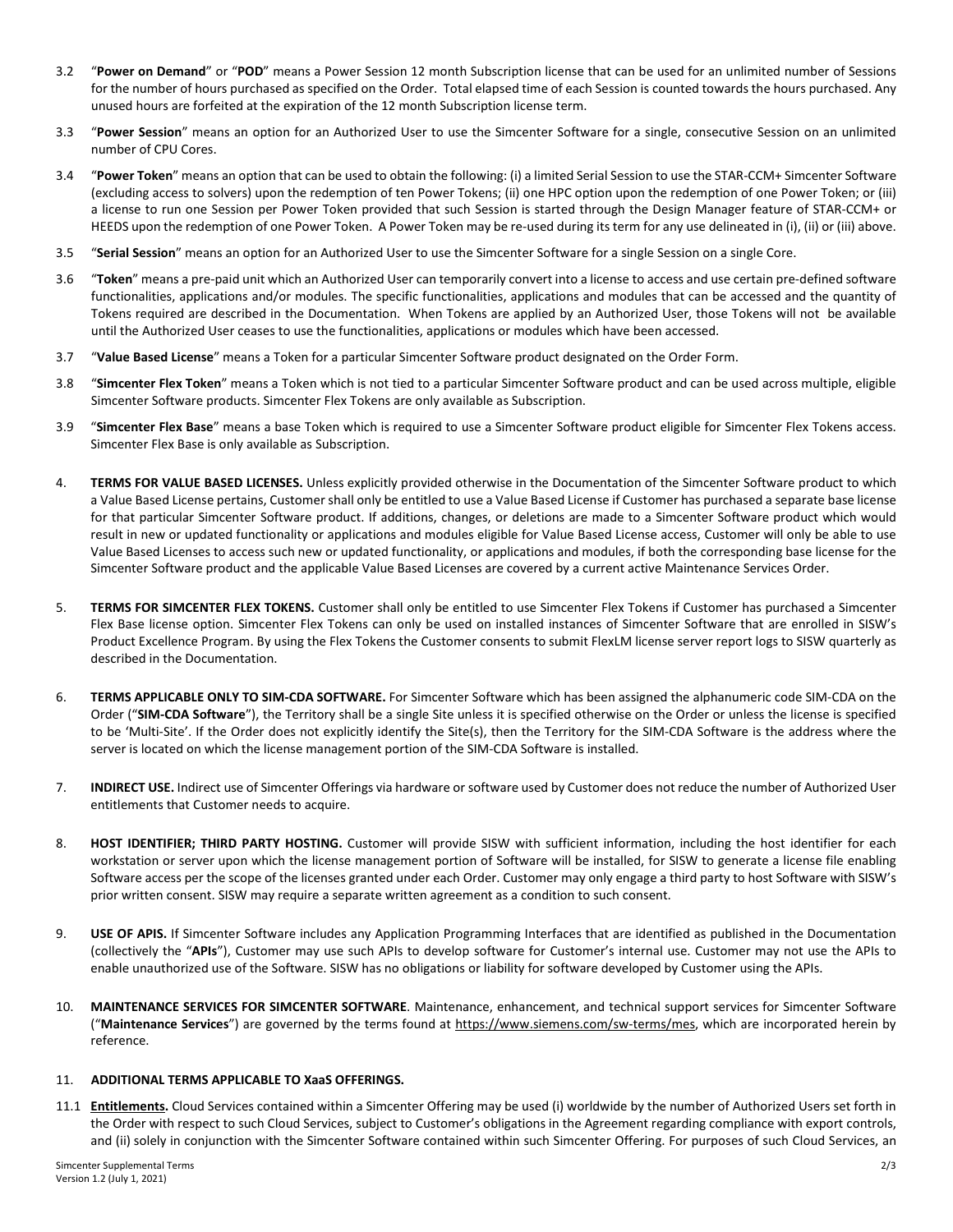3.2 "**Power on Demand**" or "**POD**" means a Power Session 12 month Subscription license that can be used for an unlimited number of Sessions for the number of hours purchased as specified on the Order. Total elapsed time of each Session is counted towards the hours purchased. Any unused hours are forfeited at the expiration of the 12 month Subscription license term.

3.3 "**Power Session**" means an option for an Authorized User to use the Simcenter Software for a single, consecutive Session on an unlimited number of CPU Cores.

3.4 "**Power Token**" means an option that can be used to obtain the following: (i) a limited Serial Session to use the STAR-CCM+ Simcenter Software (excluding access to solvers) upon the redemption of ten Power Tokens; (ii) one HPC option upon the redemption of one Power Token; or (iii) a license to run one Session per Power Token provided that such Session is started through the Design Manager feature of STAR-CCM+ or HEEDS upon the redemption of one Power Token. A Power Token may be re-used during its term for any use delineated in (i), (ii) or (iii) above.

3.5 "**Serial Session**" means an option for an Authorized User to use the Simcenter Software for a single Session on a single Core.

3.6 "**Token**" means a pre-paid unit which an Authorized User can temporarily convert into a license to access and use certain pre-defined software functionalities, applications and/or modules. The specific functionalities, applications and modules that can be accessed and the quantity of Tokens required are described in the Documentation. When Tokens are applied by an Authorized User, those Tokens will not be available until the Authorized User ceases to use the functionalities, applications or modules which have been accessed.

3.7 "**Value Based License**" means a Token for a particular Simcenter Software product designated on the Order Form.

3.8 "**Simcenter Flex Token**" means a Token which is not tied to a particular Simcenter Software product and can be used across multiple, eligible Simcenter Software products. Simcenter Flex Tokens are only available as Subscription.

3.9 "**Simcenter Flex Base**" means a base Token which is required to use a Simcenter Software product eligible for Simcenter Flex Tokens access. Simcenter Flex Base is only available as Subscription.

4. **TERMS FOR VALUE BASED LICENSES.** Unless explicitly provided otherwise in the Documentation of the Simcenter Software product to which a Value Based License pertains, Customer shall only be entitled to use a Value Based License if Customer has purchased a separate base license for that particular Simcenter Software product. If additions, changes, or deletions are made to a Simcenter Software product which would result in new or updated functionality or applications and modules eligible for Value Based License access, Customer will only be able to use Value Based Licenses to access such new or updated functionality, or applications and modules, if both the corresponding base license for the Simcenter Software product and the applicable Value Based Licenses are covered by a current active Maintenance Services Order.

5. **TERMS FOR SIMCENTER FLEX TOKENS.** Customer shall only be entitled to use Simcenter Flex Tokens if Customer has purchased a Simcenter Flex Base license option. Simcenter Flex Tokens can only be used on installed instances of Simcenter Software that are enrolled in SISW's Product Excellence Program. By using the Flex Tokens the Customer consents to submit FlexLM license server report logs to SISW quarterly as described in the Documentation.

6. **TERMS APPLICABLE ONLY TO SIM-CDA SOFTWARE.** For Simcenter Software which has been assigned the alphanumeric code SIM-CDA on the Order ("**SIM-CDA Software**"), the Territory shall be a single Site unless it is specified otherwise on the Order or unless the license is specified to be 'Multi-Site'. If the Order does not explicitly identify the Site(s), then the Territory for the SIM-CDA Software is the address where the server is located on which the license management portion of the SIM-CDA Software is installed.

7. **INDIRECT USE.** Indirect use of Simcenter Offerings via hardware or software used by Customer does not reduce the number of Authorized User entitlements that Customer needs to acquire.

8. **HOST IDENTIFIER; THIRD PARTY HOSTING.** Customer will provide SISW with sufficient information, including the host identifier for each workstation or server upon which the license management portion of Software will be installed, for SISW to generate a license file enabling Software access per the scope of the licenses granted under each Order. Customer may only engage a third party to host Software with SISW's prior written consent. SISW may require a separate written agreement as a condition to such consent.

9. **USE OF APIS.** If Simcenter Software includes any Application Programming Interfaces that are identified as published in the Documentation (collectively the "**APIs**"), Customer may use such APIs to develop software for Customer's internal use. Customer may not use the APIs to enable unauthorized use of the Software. SISW has no obligations or liability for software developed by Customer using the APIs.

10. **MAINTENANCE SERVICES FOR SIMCENTER SOFTWARE**. Maintenance, enhancement, and technical support services for Simcenter Software ("**Maintenance Services**") are governed by the terms found at https://www.siemens.com/sw-terms/mes, which are incorporated herein by reference.

11. **ADDITIONAL TERMS APPLICABLE TO XaaS OFFERINGS.**

11.1 **Entitlements.** Cloud Services contained within a Simcenter Offering may be used (i) worldwide by the number of Authorized Users set forth in the Order with respect to such Cloud Services, subject to Customer's obligations in the Agreement regarding compliance with export controls, and (ii) solely in conjunction with the Simcenter Software contained within such Simcenter Offering. For purposes of such Cloud Services, an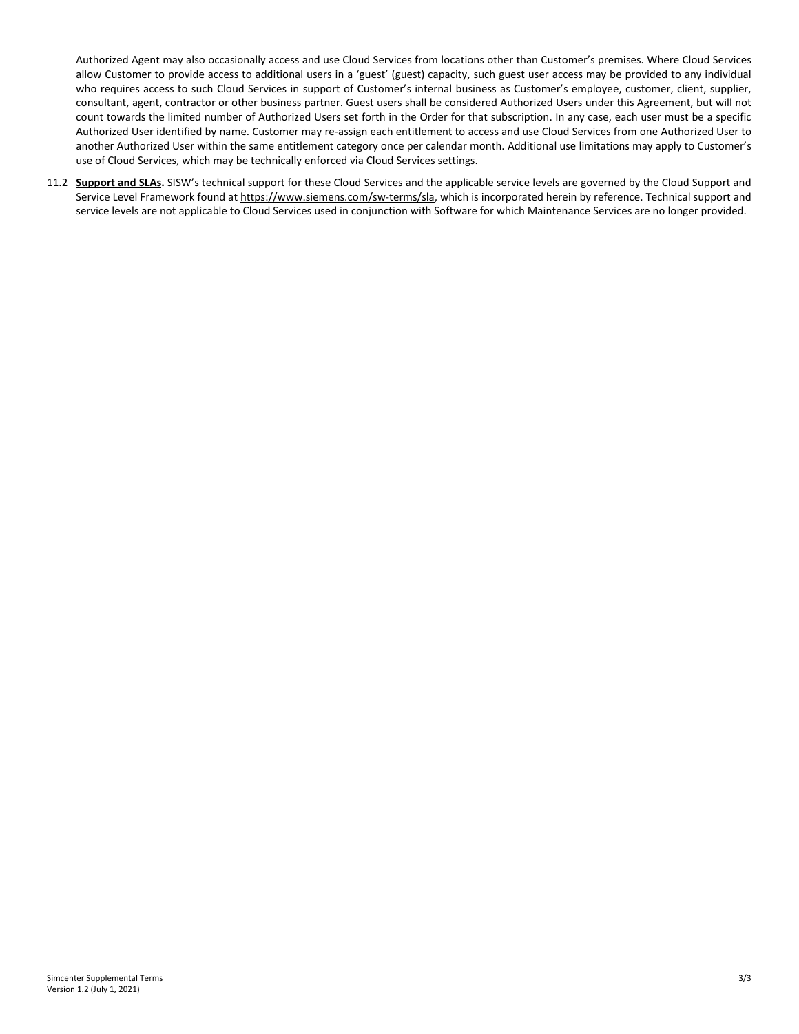Authorized Agent may also occasionally access and use Cloud Services from locations other than Customer's premises. Where Cloud Services allow Customer to provide access to additional users in a 'guest' (guest) capacity, such guest user access may be provided to any individual who requires access to such Cloud Services in support of Customer's internal business as Customer's employee, customer, client, supplier, consultant, agent, contractor or other business partner. Guest users shall be considered Authorized Users under this Agreement, but will not count towards the limited number of Authorized Users set forth in the Order for that subscription. In any case, each user must be a specific Authorized User identified by name. Customer may re-assign each entitlement to access and use Cloud Services from one Authorized User to another Authorized User within the same entitlement category once per calendar month. Additional use limitations may apply to Customer's use of Cloud Services, which may be technically enforced via Cloud Services settings.

11.2 **Support and SLAs.** SISW's technical support for these Cloud Services and the applicable service levels are governed by the Cloud Support and Service Level Framework found at https://www.siemens.com/sw-terms/sla, which is incorporated herein by reference. Technical support and service levels are not applicable to Cloud Services used in conjunction with Software for which Maintenance Services are no longer provided.